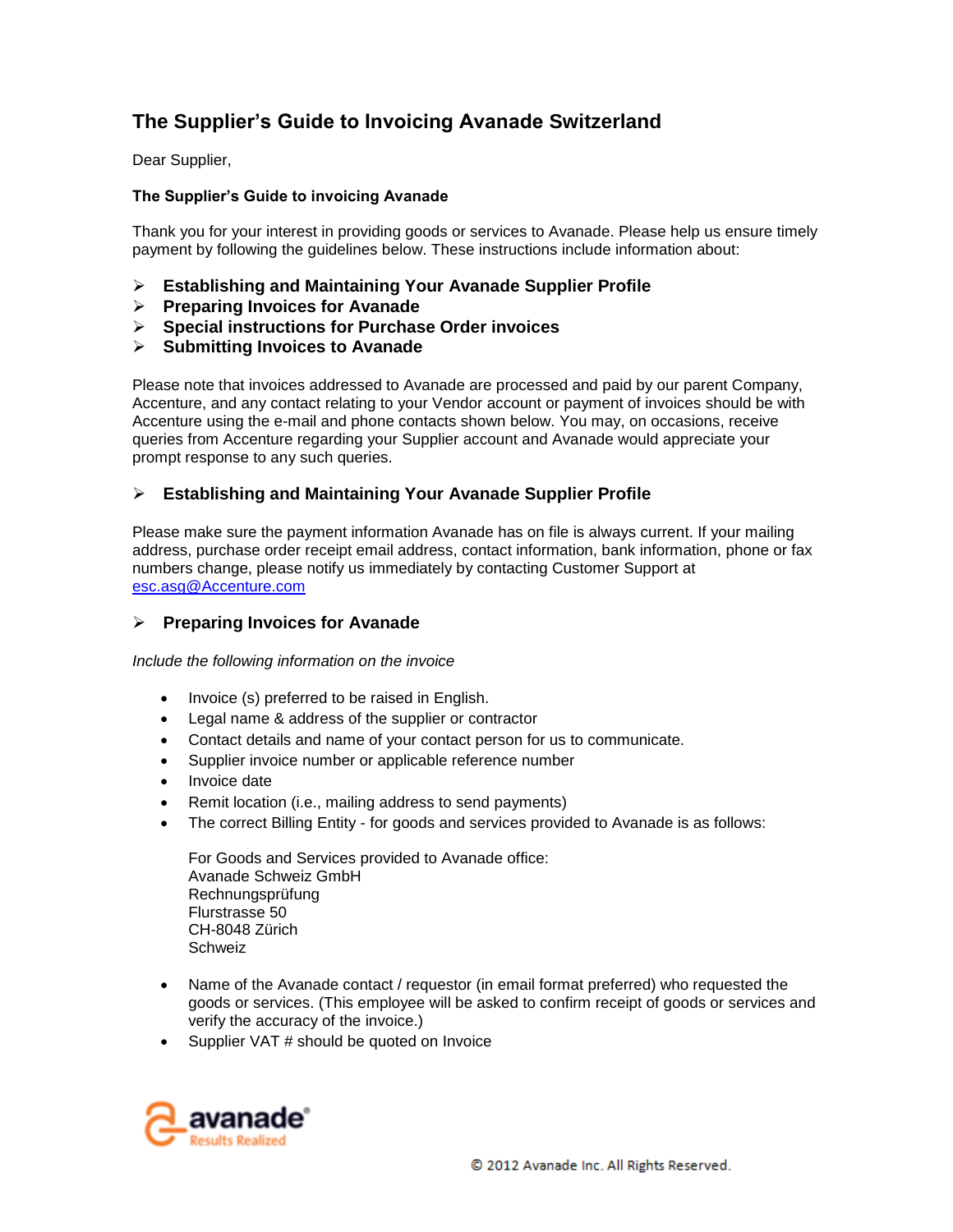# The Supplier's Guide to Invoicing Avanade Switzerland

Dear Supplier,

**The Supplier's Guide to invoicing Avanade**

Thank you for your interest in providing goods or services to Avanade. Please help us ensure timely payment by following the guidelines below. These instructions include information about:

- **Establishing and Maintaining Your Avanade Supplier Profile**
- **Preparing Invoices for Avanade**
- **Special instructions for Purchase Order invoices**
- **Submitting Invoices to Avanade**

Please note that invoices addressed to Avanade are processed and paid by our parent Company, Accenture, and any contact relating to your Vendor account or payment of invoices should be with Accenture using the e-mail and phone contacts shown below. You may, on occasions, receive queries from Accenture regarding your Supplier account and Avanade would appreciate your prompt response to any such queries.

## Establishing and Maintaining Your Avanade Supplier Profile

Please make sure the payment information Avanade has on file is always current. If your mailing address, purchase order receipt email address, contact information, bank information, phone or fax numbers change, please notify us immediately by contacting Customer Support at esc.asg@Accenture.com

## Preparing Invoices for Avanade

*Include the following information on the invoice*

- Invoice (s) preferred to be raised in English.
- Legal name & address of the supplier or contractor
- Contact details and name of your contact person for us to communicate.
- Supplier invoice number or applicable reference number
- Invoice date
- Remit location (i.e., mailing address to send payments)
- The correct Billing Entity - for goods and services provided to Avanade is as follows:

  For Goods and Services provided to Avanade office:
  Avanade Schweiz GmbH
  Rechnungsprüfung
  Flurstrasse 50
  CH-8048 Zürich
  Schweiz

- Name of the Avanade contact / requestor (in email format preferred) who requested the goods or services. (This employee will be asked to confirm receipt of goods or services and verify the accuracy of the invoice.)
- Supplier VAT # should be quoted on Invoice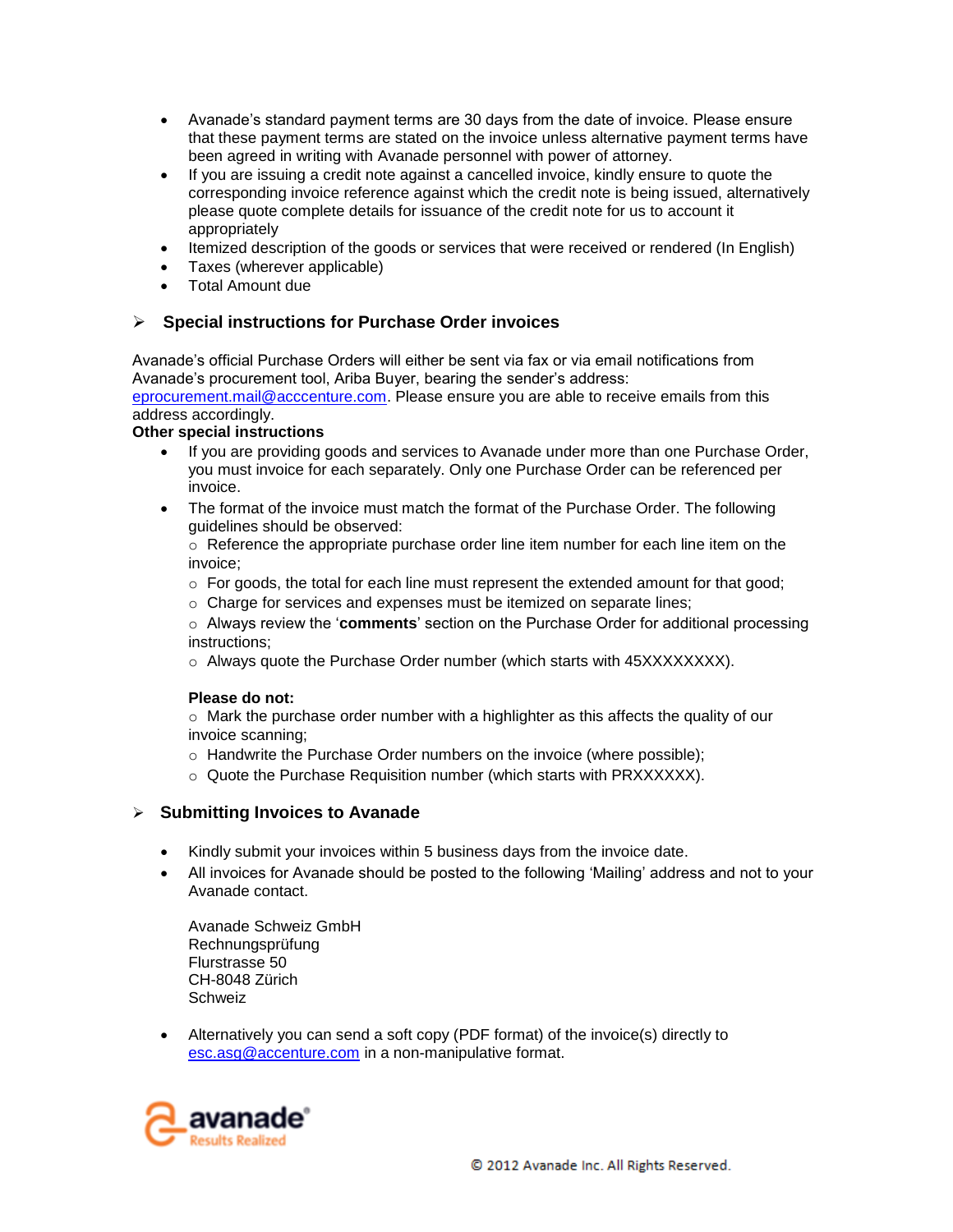- Avanade's standard payment terms are 30 days from the date of invoice. Please ensure that these payment terms are stated on the invoice unless alternative payment terms have been agreed in writing with Avanade personnel with power of attorney.
- If you are issuing a credit note against a cancelled invoice, kindly ensure to quote the corresponding invoice reference against which the credit note is being issued, alternatively please quote complete details for issuance of the credit note for us to account it appropriately
- Itemized description of the goods or services that were received or rendered (In English)
- Taxes (wherever applicable)
- Total Amount due

## Special instructions for Purchase Order invoices

Avanade's official Purchase Orders will either be sent via fax or via email notifications from Avanade's procurement tool, Ariba Buyer, bearing the sender's address: eprocurement.mail@acccenture.com. Please ensure you are able to receive emails from this address accordingly.

**Other special instructions**

- If you are providing goods and services to Avanade under more than one Purchase Order, you must invoice for each separately. Only one Purchase Order can be referenced per invoice.
- The format of the invoice must match the format of the Purchase Order. The following guidelines should be observed:
  - Reference the appropriate purchase order line item number for each line item on the invoice;
  - For goods, the total for each line must represent the extended amount for that good;
  - Charge for services and expenses must be itemized on separate lines;
  - Always review the '**comments**' section on the Purchase Order for additional processing instructions;
  - Always quote the Purchase Order number (which starts with 45XXXXXXXX).

  **Please do not:**
  - Mark the purchase order number with a highlighter as this affects the quality of our invoice scanning;
  - Handwrite the Purchase Order numbers on the invoice (where possible);
  - Quote the Purchase Requisition number (which starts with PRXXXXXX).

## Submitting Invoices to Avanade

- Kindly submit your invoices within 5 business days from the invoice date.
- All invoices for Avanade should be posted to the following 'Mailing' address and not to your Avanade contact.

  Avanade Schweiz GmbH
  Rechnungsprüfung
  Flurstrasse 50
  CH-8048 Zürich
  Schweiz

- Alternatively you can send a soft copy (PDF format) of the invoice(s) directly to esc.asg@accenture.com in a non-manipulative format.

avanade® Results Realized

© 2012 Avanade Inc. All Rights Reserved.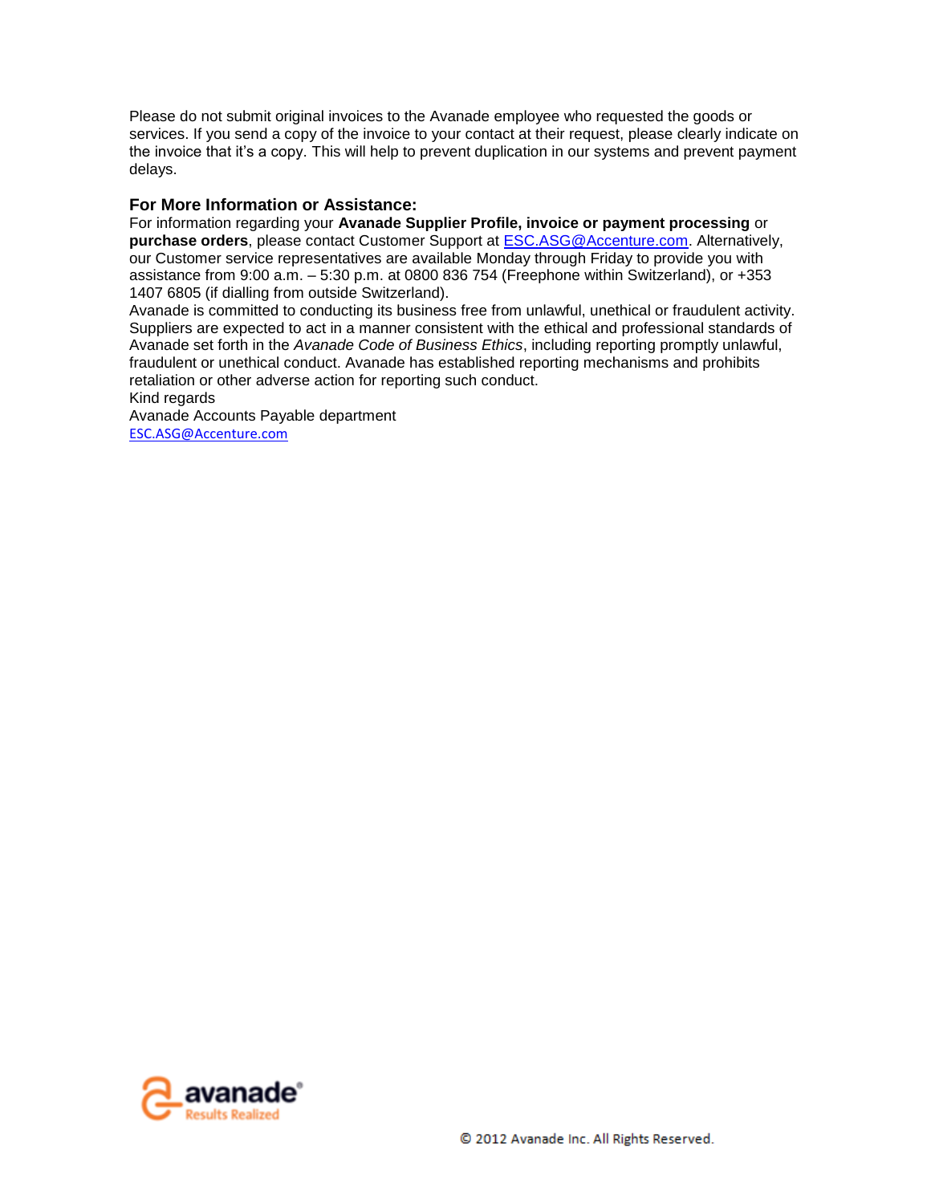Please do not submit original invoices to the Avanade employee who requested the goods or services. If you send a copy of the invoice to your contact at their request, please clearly indicate on the invoice that it's a copy. This will help to prevent duplication in our systems and prevent payment delays.

### For More Information or Assistance:

For information regarding your **Avanade Supplier Profile, invoice or payment processing** or **purchase orders**, please contact Customer Support at ESC.ASG@Accenture.com. Alternatively, our Customer service representatives are available Monday through Friday to provide you with assistance from 9:00 a.m. – 5:30 p.m. at 0800 836 754 (Freephone within Switzerland), or +353 1407 6805 (if dialling from outside Switzerland).

Avanade is committed to conducting its business free from unlawful, unethical or fraudulent activity. Suppliers are expected to act in a manner consistent with the ethical and professional standards of Avanade set forth in the *Avanade Code of Business Ethics*, including reporting promptly unlawful, fraudulent or unethical conduct. Avanade has established reporting mechanisms and prohibits retaliation or other adverse action for reporting such conduct.

Kind regards

Avanade Accounts Payable department

ESC.ASG@Accenture.com

avanade® Results Realized

© 2012 Avanade Inc. All Rights Reserved.